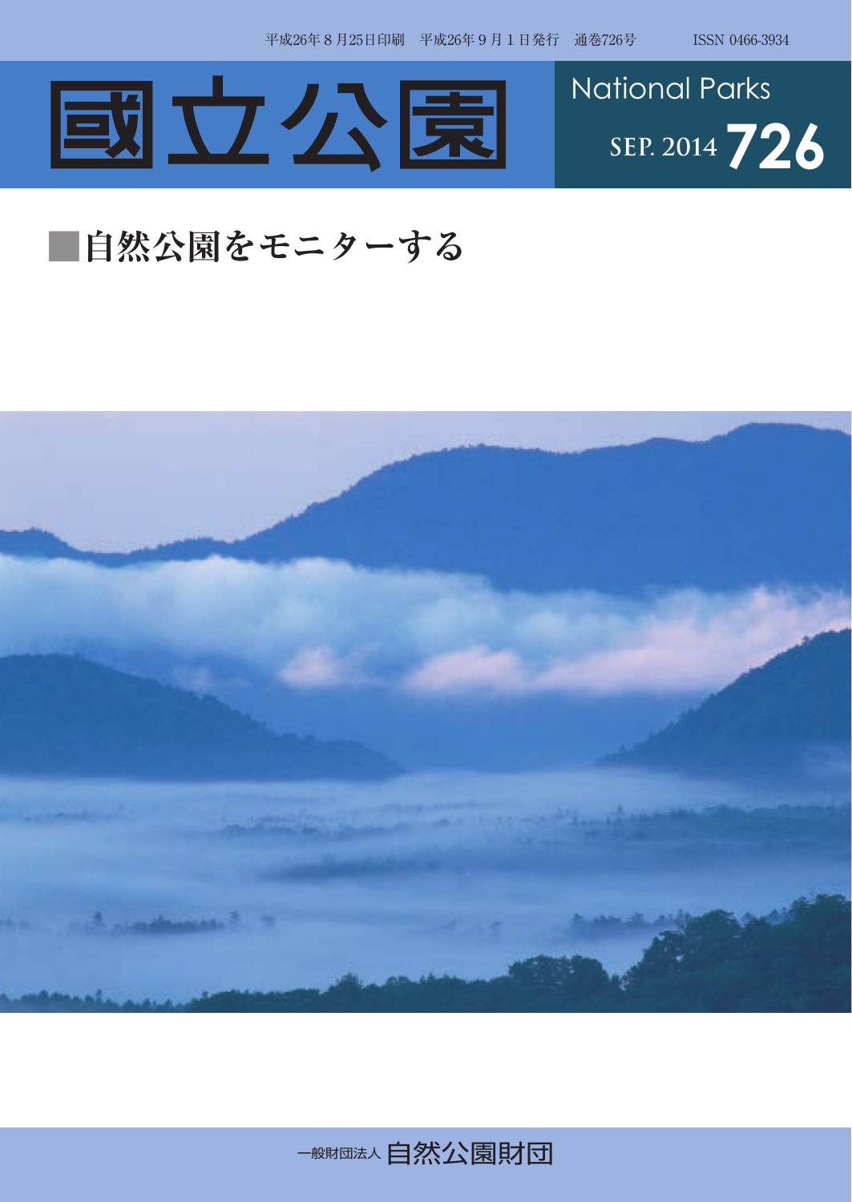平成26年８月25日印刷　平成26年９月１日発行　通巻726号　　ISSN 0466-3934

# 國立公園

National Parks

SEP. 2014 **726**

## ■自然公園をモニターする

一般財団法人 自然公園財団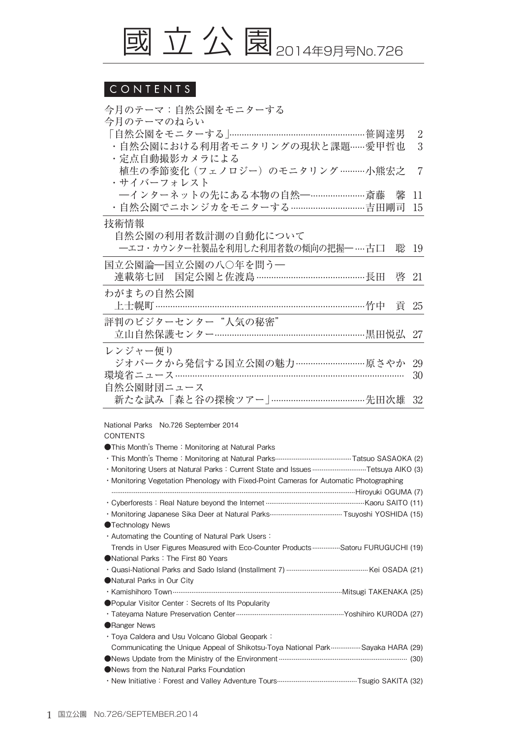# 國立公園 2014年9月号No.726

## CONTENTS

今月のテーマ：自然公園をモニターする

今月のテーマのねらい

「自然公園をモニターする」……笹岡達男 2

・自然公園における利用者モニタリングの現状と課題……愛甲哲也 3

・定点自動撮影カメラによる植生の季節変化（フェノロジー）のモニタリング……小熊宏之 7

・サイバーフォレスト―インターネットの先にある本物の自然―……斎藤 馨 11

・自然公園でニホンジカをモニターする……吉田剛司 15

技術情報

自然公園の利用者数計測の自動化について―エコ・カウンター社製品を利用した利用者数の傾向の把握―……古口 聡 19

国立公園論―国立公園の八〇年を問う―

連載第七回 国定公園と佐渡島……長田 啓 21

わがまちの自然公園

上士幌町……竹中 貢 25

評判のビジターセンター“人気の秘密”

立山自然保護センター……黒田悦弘 27

レンジャー便り

ジオパークから発信する国立公園の魅力……原さやか 29

環境省ニュース……30

自然公園財団ニュース

新たな試み「森と谷の探検ツアー」……先田次雄 32

National Parks No.726 September 2014

CONTENTS

- ●This Month's Theme：Monitoring at Natural Parks
- ・This Month's Theme：Monitoring at Natural Parks……Tatsuo SASAOKA (2)
- ・Monitoring Users at Natural Parks：Current State and Issues……Tetsuya AIKO (3)
- ・Monitoring Vegetation Phenology with Fixed-Point Cameras for Automatic Photographing……Hiroyuki OGUMA (7)
- ・Cyberforests：Real Nature beyond the Internet……Kaoru SAITO (11)
- ・Monitoring Japanese Sika Deer at Natural Parks……Tsuyoshi YOSHIDA (15)
- ●Technology News
- ・Automating the Counting of Natural Park Users：Trends in User Figures Measured with Eco-Counter Products……Satoru FURUGUCHI (19)
- ●National Parks：The First 80 Years
- ・Quasi-National Parks and Sado Island (Installment 7)……Kei OSADA (21)
- ●Natural Parks in Our City
- ・Kamishihoro Town……Mitsugi TAKENAKA (25)
- ●Popular Visitor Center：Secrets of Its Popularity
- ・Tateyama Nature Preservation Center……Yoshihiro KURODA (27)
- ●Ranger News
- ・Toya Caldera and Usu Volcano Global Geopark：Communicating the Unique Appeal of Shikotsu-Toya National Park……Sayaka HARA (29)
- ●News Update from the Ministry of the Environment……(30)
- ●News from the Natural Parks Foundation
- ・New Initiative：Forest and Valley Adventure Tours……Tsugio SAKITA (32)